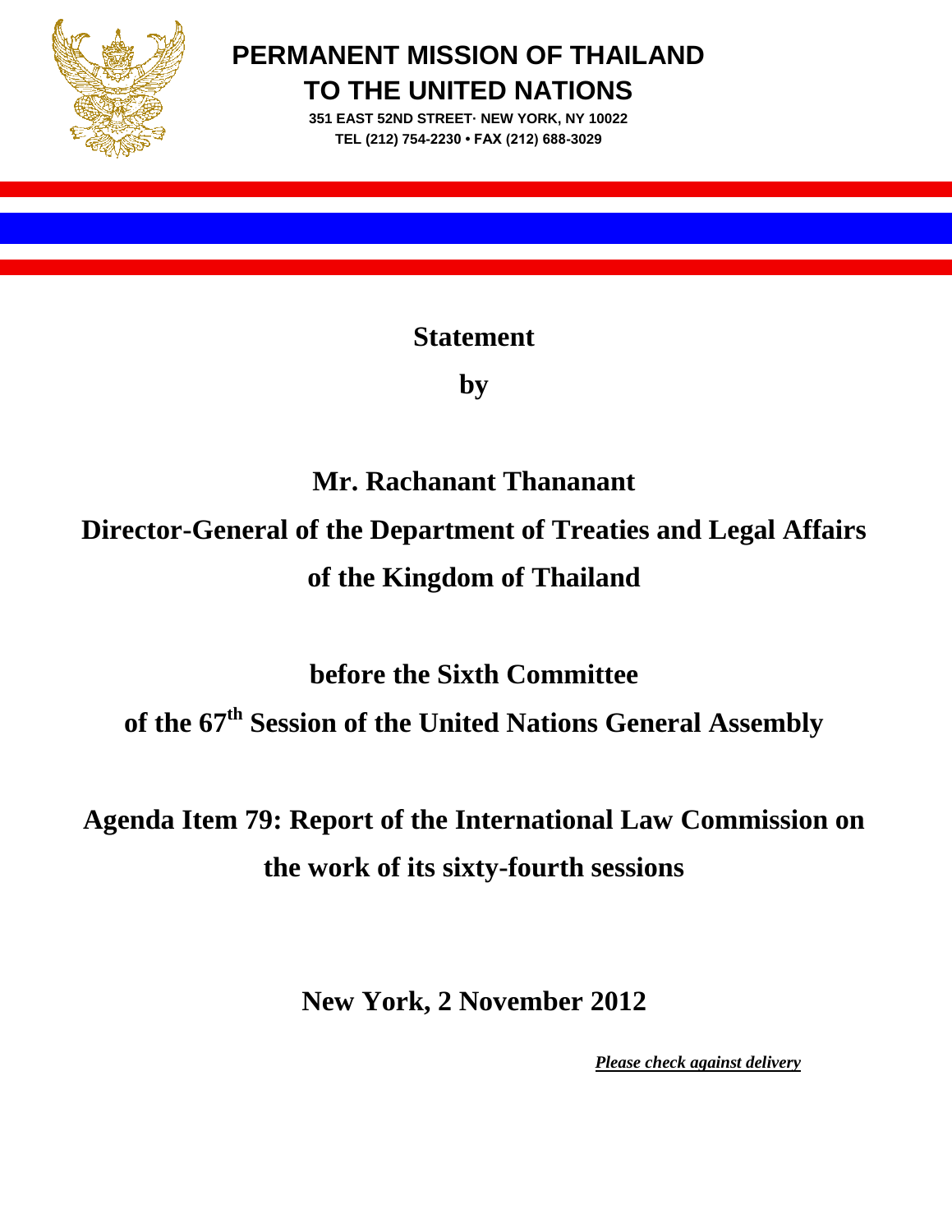# PERMANENT MISSION OF THAILAND TO THE UNITED NATIONS

**351 EAST 52ND STREET· NEW YORK, NY 10022**
**TEL (212) 754-2230 • FAX (212) 688-3029**

**Statement**

**by**

**Mr. Rachanant Thananant**

**Director-General of the Department of Treaties and Legal Affairs of the Kingdom of Thailand**

**before the Sixth Committee of the 67th Session of the United Nations General Assembly**

**Agenda Item 79: Report of the International Law Commission on the work of its sixty-fourth sessions**

**New York, 2 November 2012**

***Please check against delivery***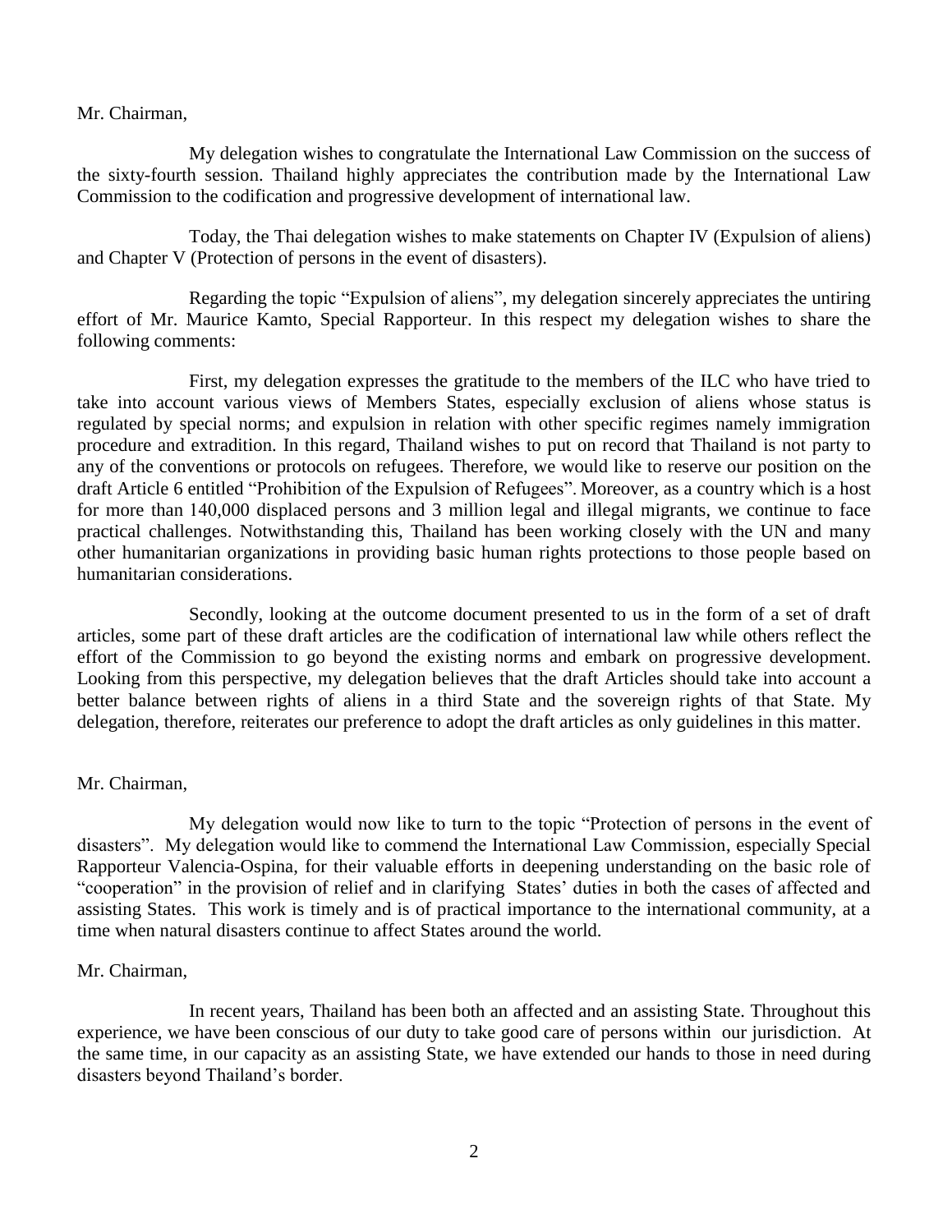Mr. Chairman,

My delegation wishes to congratulate the International Law Commission on the success of the sixty-fourth session. Thailand highly appreciates the contribution made by the International Law Commission to the codification and progressive development of international law.

Today, the Thai delegation wishes to make statements on Chapter IV (Expulsion of aliens) and Chapter V (Protection of persons in the event of disasters).

Regarding the topic "Expulsion of aliens", my delegation sincerely appreciates the untiring effort of Mr. Maurice Kamto, Special Rapporteur. In this respect my delegation wishes to share the following comments:

First, my delegation expresses the gratitude to the members of the ILC who have tried to take into account various views of Members States, especially exclusion of aliens whose status is regulated by special norms; and expulsion in relation with other specific regimes namely immigration procedure and extradition. In this regard, Thailand wishes to put on record that Thailand is not party to any of the conventions or protocols on refugees. Therefore, we would like to reserve our position on the draft Article 6 entitled "Prohibition of the Expulsion of Refugees". Moreover, as a country which is a host for more than 140,000 displaced persons and 3 million legal and illegal migrants, we continue to face practical challenges. Notwithstanding this, Thailand has been working closely with the UN and many other humanitarian organizations in providing basic human rights protections to those people based on humanitarian considerations.

Secondly, looking at the outcome document presented to us in the form of a set of draft articles, some part of these draft articles are the codification of international law while others reflect the effort of the Commission to go beyond the existing norms and embark on progressive development. Looking from this perspective, my delegation believes that the draft Articles should take into account a better balance between rights of aliens in a third State and the sovereign rights of that State. My delegation, therefore, reiterates our preference to adopt the draft articles as only guidelines in this matter.

Mr. Chairman,

My delegation would now like to turn to the topic "Protection of persons in the event of disasters". My delegation would like to commend the International Law Commission, especially Special Rapporteur Valencia-Ospina, for their valuable efforts in deepening understanding on the basic role of "cooperation" in the provision of relief and in clarifying States' duties in both the cases of affected and assisting States. This work is timely and is of practical importance to the international community, at a time when natural disasters continue to affect States around the world.

Mr. Chairman,

In recent years, Thailand has been both an affected and an assisting State. Throughout this experience, we have been conscious of our duty to take good care of persons within our jurisdiction. At the same time, in our capacity as an assisting State, we have extended our hands to those in need during disasters beyond Thailand's border.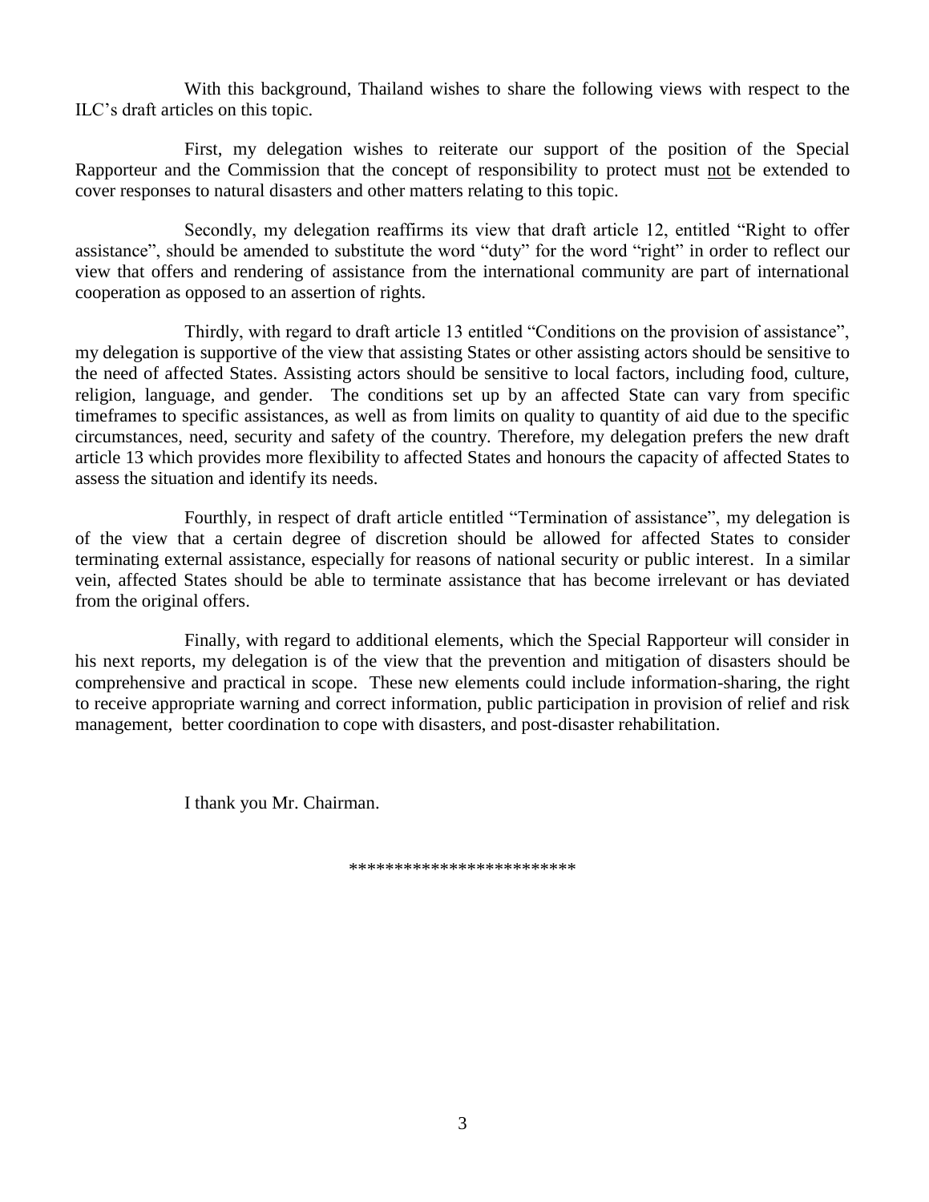With this background, Thailand wishes to share the following views with respect to the ILC's draft articles on this topic.

First, my delegation wishes to reiterate our support of the position of the Special Rapporteur and the Commission that the concept of responsibility to protect must not be extended to cover responses to natural disasters and other matters relating to this topic.

Secondly, my delegation reaffirms its view that draft article 12, entitled "Right to offer assistance", should be amended to substitute the word "duty" for the word "right" in order to reflect our view that offers and rendering of assistance from the international community are part of international cooperation as opposed to an assertion of rights.

Thirdly, with regard to draft article 13 entitled "Conditions on the provision of assistance", my delegation is supportive of the view that assisting States or other assisting actors should be sensitive to the need of affected States. Assisting actors should be sensitive to local factors, including food, culture, religion, language, and gender. The conditions set up by an affected State can vary from specific timeframes to specific assistances, as well as from limits on quality to quantity of aid due to the specific circumstances, need, security and safety of the country. Therefore, my delegation prefers the new draft article 13 which provides more flexibility to affected States and honours the capacity of affected States to assess the situation and identify its needs.

Fourthly, in respect of draft article entitled "Termination of assistance", my delegation is of the view that a certain degree of discretion should be allowed for affected States to consider terminating external assistance, especially for reasons of national security or public interest. In a similar vein, affected States should be able to terminate assistance that has become irrelevant or has deviated from the original offers.

Finally, with regard to additional elements, which the Special Rapporteur will consider in his next reports, my delegation is of the view that the prevention and mitigation of disasters should be comprehensive and practical in scope. These new elements could include information-sharing, the right to receive appropriate warning and correct information, public participation in provision of relief and risk management, better coordination to cope with disasters, and post-disaster rehabilitation.

I thank you Mr. Chairman.

*************************